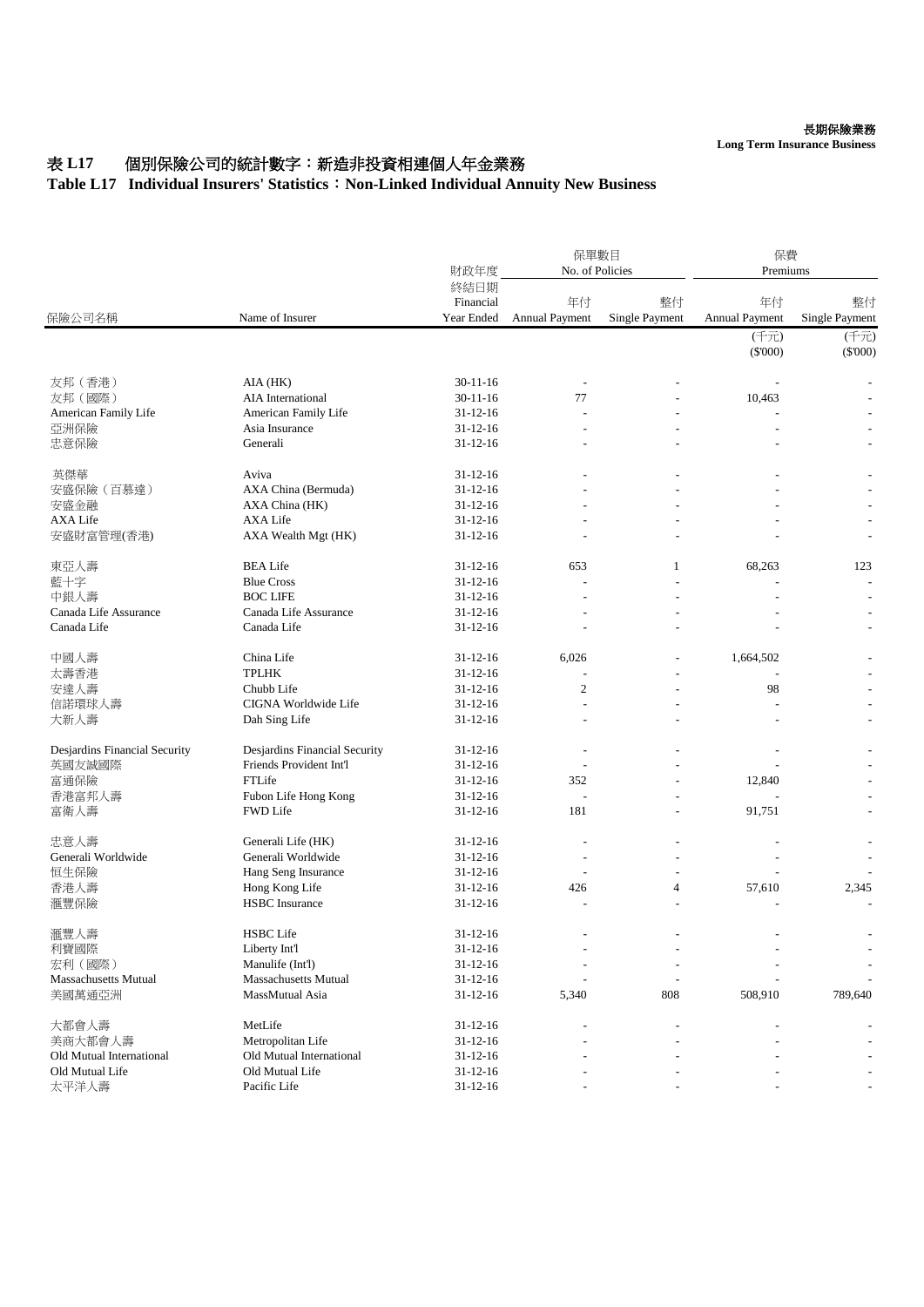**長期保險業務**
**Long Term Insurance Business**

# 表 L17　個別保險公司的統計數字：新造非投資相連個人年金業務
# Table L17　Individual Insurers' Statistics：Non-Linked Individual Annuity New Business

| 保險公司名稱 | Name of Insurer | 財政年度終結日期 Financial Year Ended | 保單數目 No. of Policies 年付 Annual Payment | 整付 Single Payment | 保費 Premiums 年付 Annual Payment (千元) ($'000) | 整付 Single Payment (千元) ($'000) |
|---|---|---|---|---|---|---|
| 友邦（香港） | AIA (HK) | 30-11-16 | - | - | - | - |
| 友邦（國際） | AIA International | 30-11-16 | 77 | - | 10,463 | - |
| American Family Life | American Family Life | 31-12-16 | - | - | - | - |
| 亞洲保險 | Asia Insurance | 31-12-16 | - | - | - | - |
| 忠意保險 | Generali | 31-12-16 | - | - | - | - |
| 英傑華 | Aviva | 31-12-16 | - | - | - | - |
| 安盛保險（百慕達） | AXA China (Bermuda) | 31-12-16 | - | - | - | - |
| 安盛金融 | AXA China (HK) | 31-12-16 | - | - | - | - |
| AXA Life | AXA Life | 31-12-16 | - | - | - | - |
| 安盛財富管理(香港) | AXA Wealth Mgt (HK) | 31-12-16 | - | - | - | - |
| 東亞人壽 | BEA Life | 31-12-16 | 653 | 1 | 68,263 | 123 |
| 藍十字 | Blue Cross | 31-12-16 | - | - | - | - |
| 中銀人壽 | BOC LIFE | 31-12-16 | - | - | - | - |
| Canada Life Assurance | Canada Life Assurance | 31-12-16 | - | - | - | - |
| Canada Life | Canada Life | 31-12-16 | - | - | - | - |
| 中國人壽 | China Life | 31-12-16 | 6,026 | - | 1,664,502 | - |
| 太壽香港 | TPLHK | 31-12-16 | - | - | - | - |
| 安達人壽 | Chubb Life | 31-12-16 | 2 | - | 98 | - |
| 信諾環球人壽 | CIGNA Worldwide Life | 31-12-16 | - | - | - | - |
| 大新人壽 | Dah Sing Life | 31-12-16 | - | - | - | - |
| Desjardins Financial Security | Desjardins Financial Security | 31-12-16 | - | - | - | - |
| 英國友誠國際 | Friends Provident Int'l | 31-12-16 | - | - | - | - |
| 富通保險 | FTLife | 31-12-16 | 352 | - | 12,840 | - |
| 香港富邦人壽 | Fubon Life Hong Kong | 31-12-16 | - | - | - | - |
| 富衛人壽 | FWD Life | 31-12-16 | 181 | - | 91,751 | - |
| 忠意人壽 | Generali Life (HK) | 31-12-16 | - | - | - | - |
| Generali Worldwide | Generali Worldwide | 31-12-16 | - | - | - | - |
| 恒生保險 | Hang Seng Insurance | 31-12-16 | - | - | - | - |
| 香港人壽 | Hong Kong Life | 31-12-16 | 426 | 4 | 57,610 | 2,345 |
| 滙豐保險 | HSBC Insurance | 31-12-16 | - | - | - | - |
| 滙豐人壽 | HSBC Life | 31-12-16 | - | - | - | - |
| 利寶國際 | Liberty Int'l | 31-12-16 | - | - | - | - |
| 宏利（國際） | Manulife (Int'l) | 31-12-16 | - | - | - | - |
| Massachusetts Mutual | Massachusetts Mutual | 31-12-16 | - | - | - | - |
| 美國萬通亞洲 | MassMutual Asia | 31-12-16 | 5,340 | 808 | 508,910 | 789,640 |
| 大都會人壽 | MetLife | 31-12-16 | - | - | - | - |
| 美商大都會人壽 | Metropolitan Life | 31-12-16 | - | - | - | - |
| Old Mutual International | Old Mutual International | 31-12-16 | - | - | - | - |
| Old Mutual Life | Old Mutual Life | 31-12-16 | - | - | - | - |
| 太平洋人壽 | Pacific Life | 31-12-16 | - | - | - | - |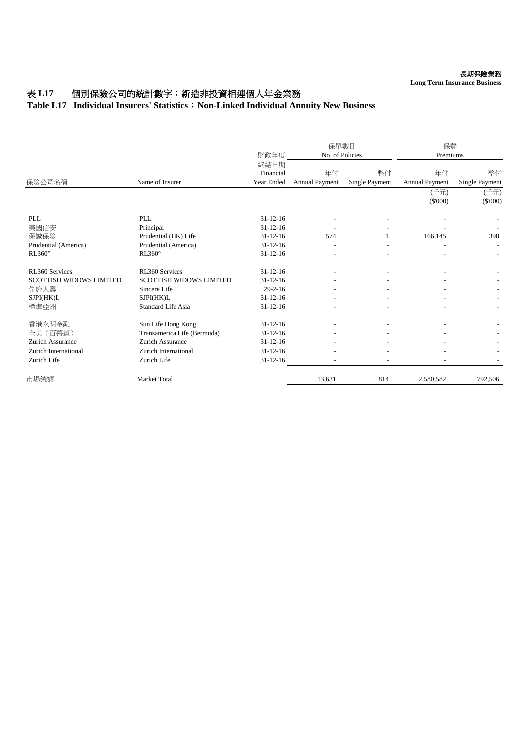長期保險業務
**Long Term Insurance Business**

# 表 L17　個別保險公司的統計數字：新造非投資相連個人年金業務
# Table L17 Individual Insurers' Statistics：Non-Linked Individual Annuity New Business

| 保險公司名稱 | Name of Insurer | 財政年度終結日期 Financial Year Ended | 保單數目 No. of Policies 年付 Annual Payment | 保單數目 No. of Policies 整付 Single Payment | 保費 Premiums 年付 Annual Payment (千元) ($'000) | 保費 Premiums 整付 Single Payment (千元) ($'000) |
|---|---|---|---|---|---|---|
| PLL | PLL | 31-12-16 | - | - | - | - |
| 美國信安 | Principal | 31-12-16 | - | - | - | - |
| 保誠保險 | Prudential (HK) Life | 31-12-16 | 574 | 1 | 166,145 | 398 |
| Prudential (America) | Prudential (America) | 31-12-16 | - | - | - | - |
| RL360° | RL360° | 31-12-16 | - | - | - | - |
| RL360 Services | RL360 Services | 31-12-16 | - | - | - | - |
| SCOTTISH WIDOWS LIMITED | SCOTTISH WIDOWS LIMITED | 31-12-16 | - | - | - | - |
| 先施人壽 | Sincere Life | 29-2-16 | - | - | - | - |
| SJPI(HK)L | SJPI(HK)L | 31-12-16 | - | - | - | - |
| 標準亞洲 | Standard Life Asia | 31-12-16 | - | - | - | - |
| 香港永明金融 | Sun Life Hong Kong | 31-12-16 | - | - | - | - |
| 全美（百慕達） | Transamerica Life (Bermuda) | 31-12-16 | - | - | - | - |
| Zurich Assurance | Zurich Assurance | 31-12-16 | - | - | - | - |
| Zurich International | Zurich International | 31-12-16 | - | - | - | - |
| Zurich Life | Zurich Life | 31-12-16 | - | - | - | - |
| 市場總額 | Market Total | | 13,631 | 814 | 2,580,582 | 792,506 |